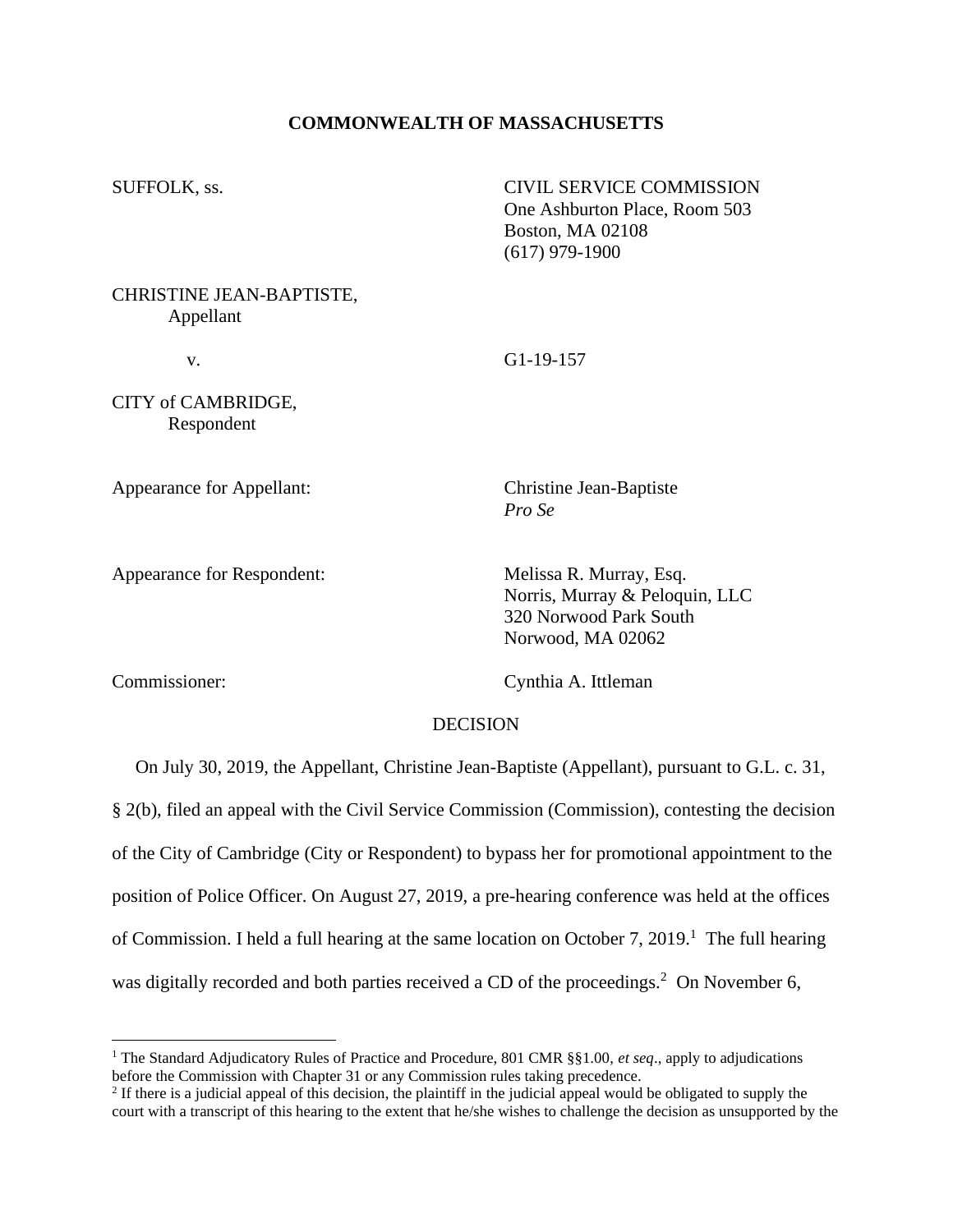**COMMONWEALTH OF MASSACHUSETTS**

SUFFOLK, ss.

CIVIL SERVICE COMMISSION
One Ashburton Place, Room 503
Boston, MA 02108
(617) 979-1900

CHRISTINE JEAN-BAPTISTE,
Appellant

v.

G1-19-157

CITY of CAMBRIDGE,
Respondent

Appearance for Appellant: Christine Jean-Baptiste
*Pro Se*

Appearance for Respondent: Melissa R. Murray, Esq.
Norris, Murray & Peloquin, LLC
320 Norwood Park South
Norwood, MA 02062

Commissioner: Cynthia A. Ittleman

DECISION

On July 30, 2019, the Appellant, Christine Jean-Baptiste (Appellant), pursuant to G.L. c. 31, § 2(b), filed an appeal with the Civil Service Commission (Commission), contesting the decision of the City of Cambridge (City or Respondent) to bypass her for promotional appointment to the position of Police Officer. On August 27, 2019, a pre-hearing conference was held at the offices of Commission. I held a full hearing at the same location on October 7, 2019.[1] The full hearing was digitally recorded and both parties received a CD of the proceedings.[2] On November 6,

---

[1] The Standard Adjudicatory Rules of Practice and Procedure, 801 CMR §§1.00, *et seq*., apply to adjudications before the Commission with Chapter 31 or any Commission rules taking precedence.

[2] If there is a judicial appeal of this decision, the plaintiff in the judicial appeal would be obligated to supply the court with a transcript of this hearing to the extent that he/she wishes to challenge the decision as unsupported by the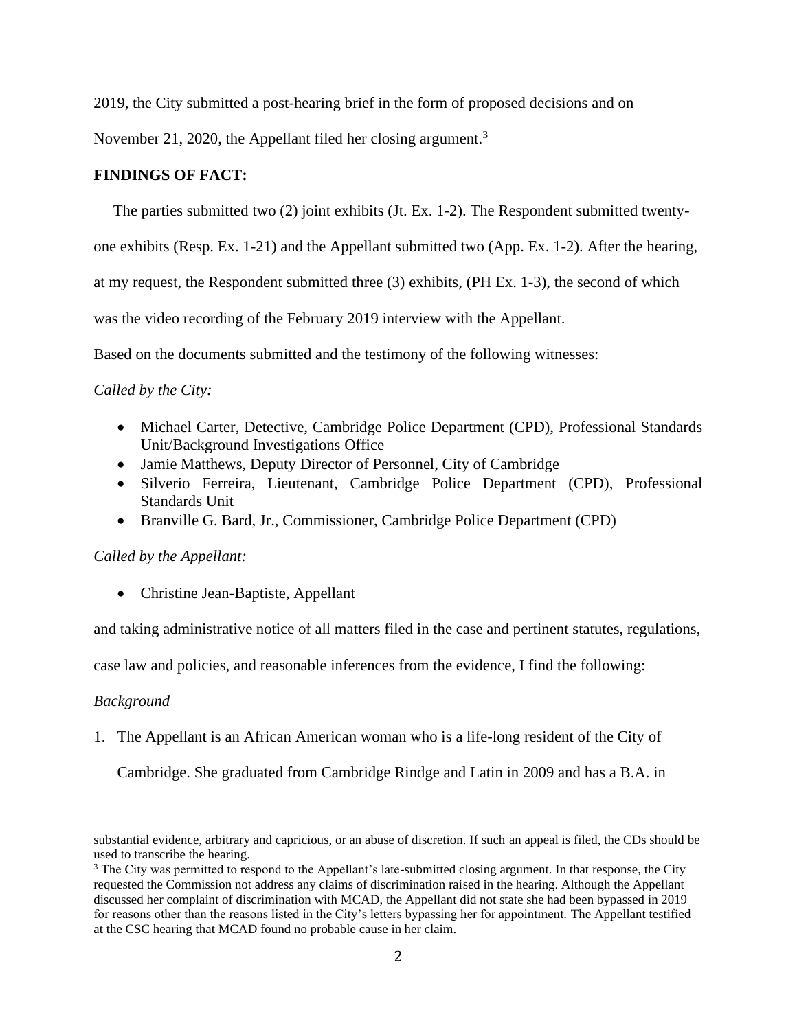2019, the City submitted a post-hearing brief in the form of proposed decisions and on November 21, 2020, the Appellant filed her closing argument.[3]

**FINDINGS OF FACT:**

The parties submitted two (2) joint exhibits (Jt. Ex. 1-2). The Respondent submitted twenty-one exhibits (Resp. Ex. 1-21) and the Appellant submitted two (App. Ex. 1-2). After the hearing, at my request, the Respondent submitted three (3) exhibits, (PH Ex. 1-3), the second of which was the video recording of the February 2019 interview with the Appellant.

Based on the documents submitted and the testimony of the following witnesses:

*Called by the City:*

- Michael Carter, Detective, Cambridge Police Department (CPD), Professional Standards Unit/Background Investigations Office
- Jamie Matthews, Deputy Director of Personnel, City of Cambridge
- Silverio Ferreira, Lieutenant, Cambridge Police Department (CPD), Professional Standards Unit
- Branville G. Bard, Jr., Commissioner, Cambridge Police Department (CPD)

*Called by the Appellant:*

- Christine Jean-Baptiste, Appellant

and taking administrative notice of all matters filed in the case and pertinent statutes, regulations, case law and policies, and reasonable inferences from the evidence, I find the following:

*Background*

1. The Appellant is an African American woman who is a life-long resident of the City of Cambridge. She graduated from Cambridge Rindge and Latin in 2009 and has a B.A. in

---

substantial evidence, arbitrary and capricious, or an abuse of discretion. If such an appeal is filed, the CDs should be used to transcribe the hearing.

[3] The City was permitted to respond to the Appellant's late-submitted closing argument. In that response, the City requested the Commission not address any claims of discrimination raised in the hearing. Although the Appellant discussed her complaint of discrimination with MCAD, the Appellant did not state she had been bypassed in 2019 for reasons other than the reasons listed in the City's letters bypassing her for appointment. The Appellant testified at the CSC hearing that MCAD found no probable cause in her claim.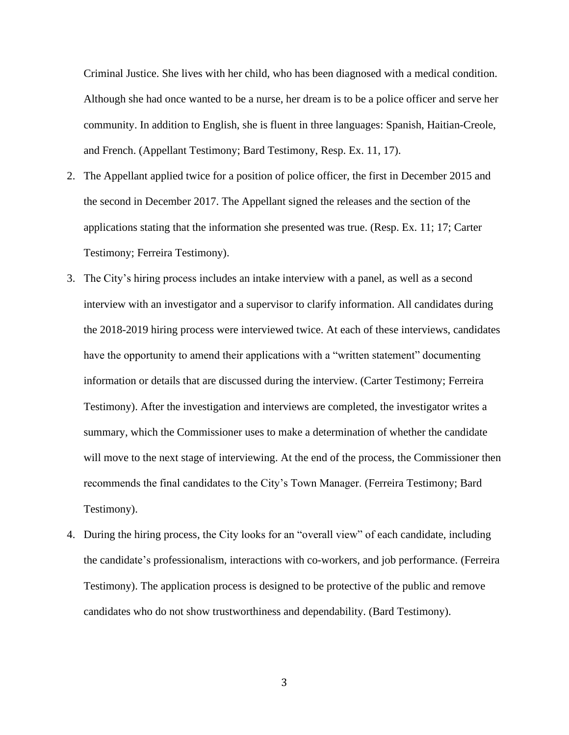Criminal Justice. She lives with her child, who has been diagnosed with a medical condition. Although she had once wanted to be a nurse, her dream is to be a police officer and serve her community. In addition to English, she is fluent in three languages: Spanish, Haitian-Creole, and French. (Appellant Testimony; Bard Testimony, Resp. Ex. 11, 17).

2. The Appellant applied twice for a position of police officer, the first in December 2015 and the second in December 2017. The Appellant signed the releases and the section of the applications stating that the information she presented was true. (Resp. Ex. 11; 17; Carter Testimony; Ferreira Testimony).

3. The City's hiring process includes an intake interview with a panel, as well as a second interview with an investigator and a supervisor to clarify information. All candidates during the 2018-2019 hiring process were interviewed twice. At each of these interviews, candidates have the opportunity to amend their applications with a "written statement" documenting information or details that are discussed during the interview. (Carter Testimony; Ferreira Testimony). After the investigation and interviews are completed, the investigator writes a summary, which the Commissioner uses to make a determination of whether the candidate will move to the next stage of interviewing. At the end of the process, the Commissioner then recommends the final candidates to the City's Town Manager. (Ferreira Testimony; Bard Testimony).

4. During the hiring process, the City looks for an "overall view" of each candidate, including the candidate's professionalism, interactions with co-workers, and job performance. (Ferreira Testimony). The application process is designed to be protective of the public and remove candidates who do not show trustworthiness and dependability. (Bard Testimony).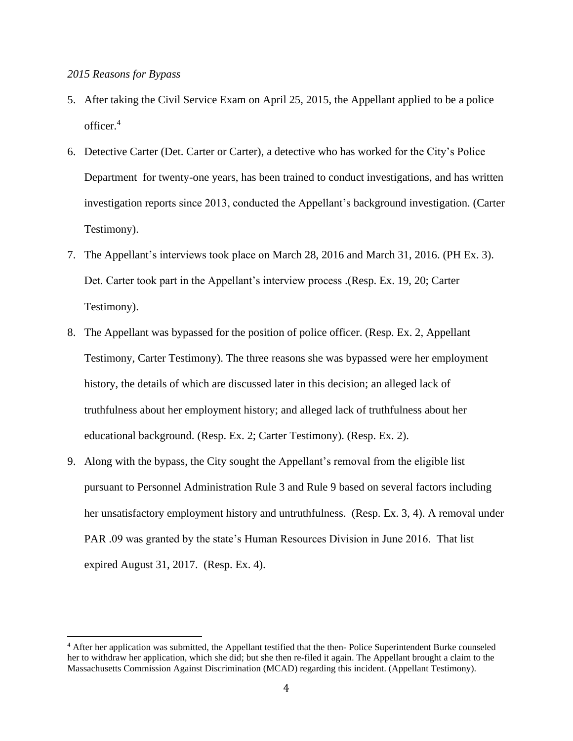*2015 Reasons for Bypass*

5. After taking the Civil Service Exam on April 25, 2015, the Appellant applied to be a police officer.[4]

6. Detective Carter (Det. Carter or Carter), a detective who has worked for the City's Police Department for twenty-one years, has been trained to conduct investigations, and has written investigation reports since 2013, conducted the Appellant's background investigation. (Carter Testimony).

7. The Appellant's interviews took place on March 28, 2016 and March 31, 2016. (PH Ex. 3). Det. Carter took part in the Appellant's interview process .(Resp. Ex. 19, 20; Carter Testimony).

8. The Appellant was bypassed for the position of police officer. (Resp. Ex. 2, Appellant Testimony, Carter Testimony). The three reasons she was bypassed were her employment history, the details of which are discussed later in this decision; an alleged lack of truthfulness about her employment history; and alleged lack of truthfulness about her educational background. (Resp. Ex. 2; Carter Testimony). (Resp. Ex. 2).

9. Along with the bypass, the City sought the Appellant's removal from the eligible list pursuant to Personnel Administration Rule 3 and Rule 9 based on several factors including her unsatisfactory employment history and untruthfulness. (Resp. Ex. 3, 4). A removal under PAR .09 was granted by the state's Human Resources Division in June 2016. That list expired August 31, 2017. (Resp. Ex. 4).

---

[4] After her application was submitted, the Appellant testified that the then- Police Superintendent Burke counseled her to withdraw her application, which she did; but she then re-filed it again. The Appellant brought a claim to the Massachusetts Commission Against Discrimination (MCAD) regarding this incident. (Appellant Testimony).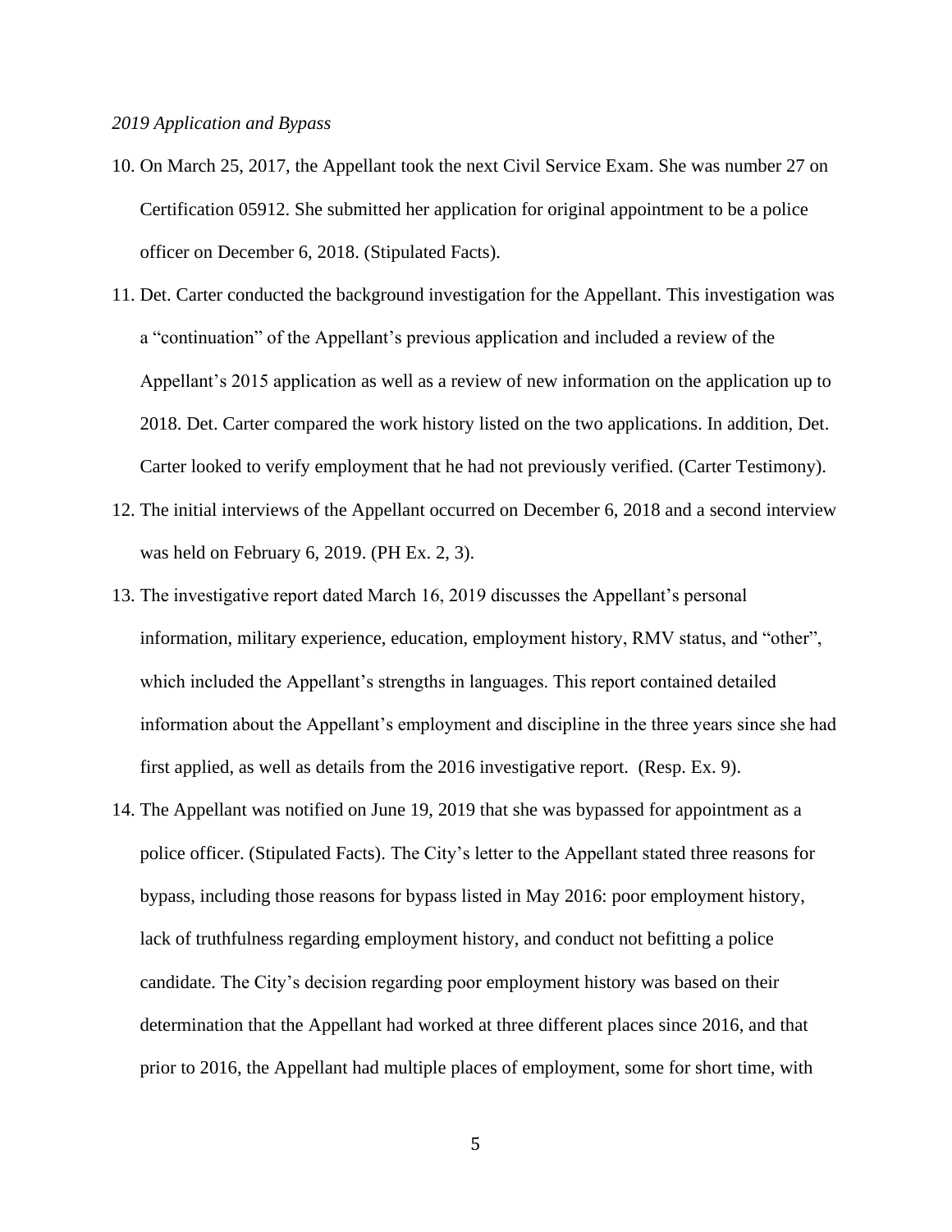*2019 Application and Bypass*

10. On March 25, 2017, the Appellant took the next Civil Service Exam. She was number 27 on Certification 05912. She submitted her application for original appointment to be a police officer on December 6, 2018. (Stipulated Facts).

11. Det. Carter conducted the background investigation for the Appellant. This investigation was a "continuation" of the Appellant's previous application and included a review of the Appellant's 2015 application as well as a review of new information on the application up to 2018. Det. Carter compared the work history listed on the two applications. In addition, Det. Carter looked to verify employment that he had not previously verified. (Carter Testimony).

12. The initial interviews of the Appellant occurred on December 6, 2018 and a second interview was held on February 6, 2019. (PH Ex. 2, 3).

13. The investigative report dated March 16, 2019 discusses the Appellant's personal information, military experience, education, employment history, RMV status, and "other", which included the Appellant's strengths in languages. This report contained detailed information about the Appellant's employment and discipline in the three years since she had first applied, as well as details from the 2016 investigative report. (Resp. Ex. 9).

14. The Appellant was notified on June 19, 2019 that she was bypassed for appointment as a police officer. (Stipulated Facts). The City's letter to the Appellant stated three reasons for bypass, including those reasons for bypass listed in May 2016: poor employment history, lack of truthfulness regarding employment history, and conduct not befitting a police candidate. The City's decision regarding poor employment history was based on their determination that the Appellant had worked at three different places since 2016, and that prior to 2016, the Appellant had multiple places of employment, some for short time, with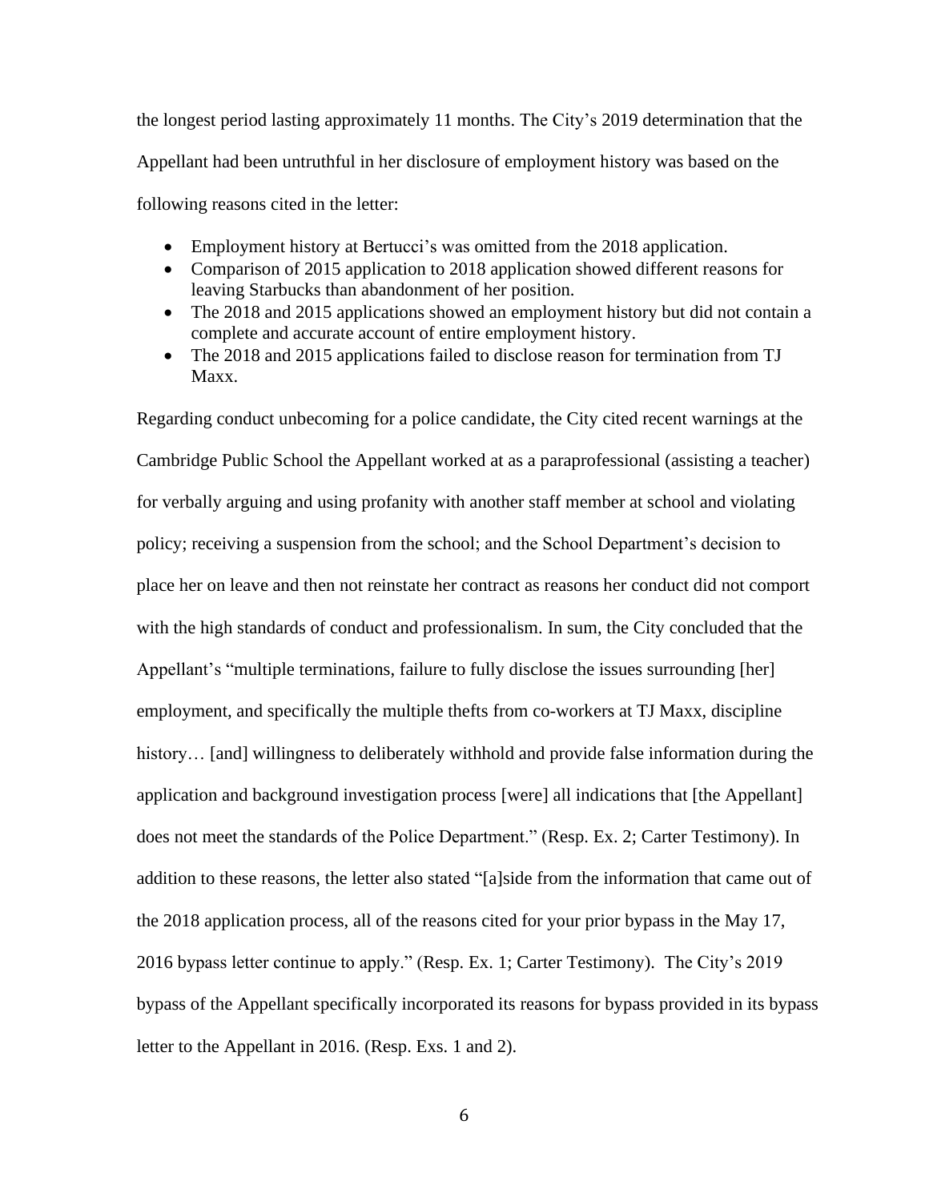the longest period lasting approximately 11 months. The City's 2019 determination that the Appellant had been untruthful in her disclosure of employment history was based on the following reasons cited in the letter:

- Employment history at Bertucci's was omitted from the 2018 application.
- Comparison of 2015 application to 2018 application showed different reasons for leaving Starbucks than abandonment of her position.
- The 2018 and 2015 applications showed an employment history but did not contain a complete and accurate account of entire employment history.
- The 2018 and 2015 applications failed to disclose reason for termination from TJ Maxx.

Regarding conduct unbecoming for a police candidate, the City cited recent warnings at the Cambridge Public School the Appellant worked at as a paraprofessional (assisting a teacher) for verbally arguing and using profanity with another staff member at school and violating policy; receiving a suspension from the school; and the School Department's decision to place her on leave and then not reinstate her contract as reasons her conduct did not comport with the high standards of conduct and professionalism. In sum, the City concluded that the Appellant's "multiple terminations, failure to fully disclose the issues surrounding [her] employment, and specifically the multiple thefts from co-workers at TJ Maxx, discipline history… [and] willingness to deliberately withhold and provide false information during the application and background investigation process [were] all indications that [the Appellant] does not meet the standards of the Police Department." (Resp. Ex. 2; Carter Testimony). In addition to these reasons, the letter also stated "[a]side from the information that came out of the 2018 application process, all of the reasons cited for your prior bypass in the May 17, 2016 bypass letter continue to apply." (Resp. Ex. 1; Carter Testimony). The City's 2019 bypass of the Appellant specifically incorporated its reasons for bypass provided in its bypass letter to the Appellant in 2016. (Resp. Exs. 1 and 2).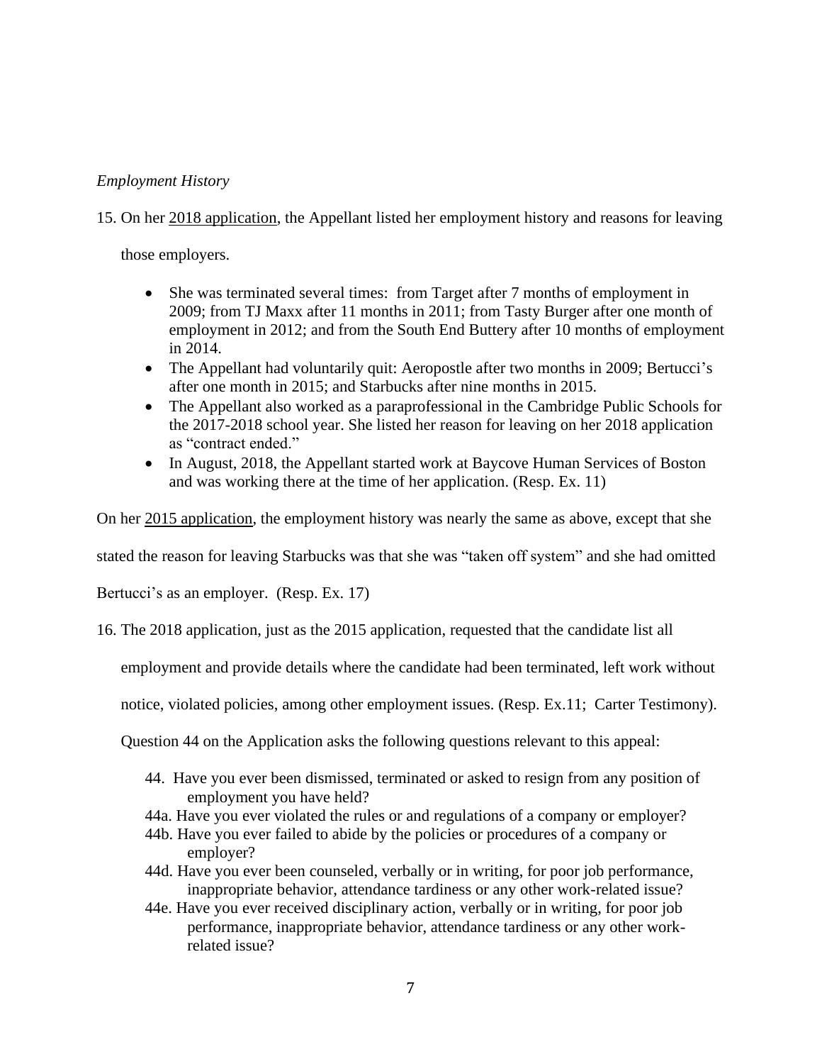*Employment History*

15. On her <u>2018 application</u>, the Appellant listed her employment history and reasons for leaving those employers.

    - She was terminated several times: from Target after 7 months of employment in 2009; from TJ Maxx after 11 months in 2011; from Tasty Burger after one month of employment in 2012; and from the South End Buttery after 10 months of employment in 2014.
    - The Appellant had voluntarily quit: Aeropostle after two months in 2009; Bertucci's after one month in 2015; and Starbucks after nine months in 2015.
    - The Appellant also worked as a paraprofessional in the Cambridge Public Schools for the 2017-2018 school year. She listed her reason for leaving on her 2018 application as "contract ended."
    - In August, 2018, the Appellant started work at Baycove Human Services of Boston and was working there at the time of her application. (Resp. Ex. 11)

On her <u>2015 application</u>, the employment history was nearly the same as above, except that she stated the reason for leaving Starbucks was that she was "taken off system" and she had omitted Bertucci's as an employer. (Resp. Ex. 17)

16. The 2018 application, just as the 2015 application, requested that the candidate list all employment and provide details where the candidate had been terminated, left work without notice, violated policies, among other employment issues. (Resp. Ex.11; Carter Testimony).

    Question 44 on the Application asks the following questions relevant to this appeal:

    44. Have you ever been dismissed, terminated or asked to resign from any position of employment you have held?

    44a. Have you ever violated the rules or and regulations of a company or employer?

    44b. Have you ever failed to abide by the policies or procedures of a company or employer?

    44d. Have you ever been counseled, verbally or in writing, for poor job performance, inappropriate behavior, attendance tardiness or any other work-related issue?

    44e. Have you ever received disciplinary action, verbally or in writing, for poor job performance, inappropriate behavior, attendance tardiness or any other work-related issue?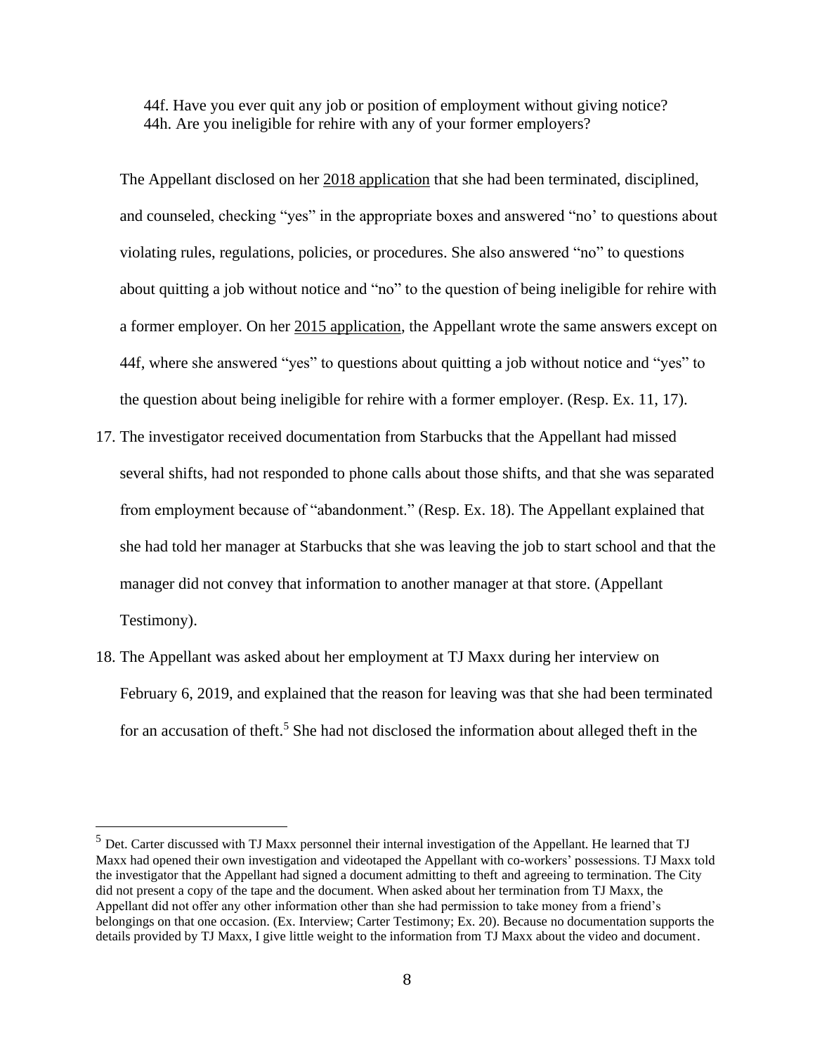44f. Have you ever quit any job or position of employment without giving notice?
44h. Are you ineligible for rehire with any of your former employers?

The Appellant disclosed on her 2018 application that she had been terminated, disciplined, and counseled, checking "yes" in the appropriate boxes and answered "no' to questions about violating rules, regulations, policies, or procedures. She also answered "no" to questions about quitting a job without notice and "no" to the question of being ineligible for rehire with a former employer. On her 2015 application, the Appellant wrote the same answers except on 44f, where she answered "yes" to questions about quitting a job without notice and "yes" to the question about being ineligible for rehire with a former employer. (Resp. Ex. 11, 17).

17. The investigator received documentation from Starbucks that the Appellant had missed several shifts, had not responded to phone calls about those shifts, and that she was separated from employment because of "abandonment." (Resp. Ex. 18). The Appellant explained that she had told her manager at Starbucks that she was leaving the job to start school and that the manager did not convey that information to another manager at that store. (Appellant Testimony).

18. The Appellant was asked about her employment at TJ Maxx during her interview on February 6, 2019, and explained that the reason for leaving was that she had been terminated for an accusation of theft.[5] She had not disclosed the information about alleged theft in the

[5] Det. Carter discussed with TJ Maxx personnel their internal investigation of the Appellant. He learned that TJ Maxx had opened their own investigation and videotaped the Appellant with co-workers' possessions. TJ Maxx told the investigator that the Appellant had signed a document admitting to theft and agreeing to termination. The City did not present a copy of the tape and the document. When asked about her termination from TJ Maxx, the Appellant did not offer any other information other than she had permission to take money from a friend's belongings on that one occasion. (Ex. Interview; Carter Testimony; Ex. 20). Because no documentation supports the details provided by TJ Maxx, I give little weight to the information from TJ Maxx about the video and document.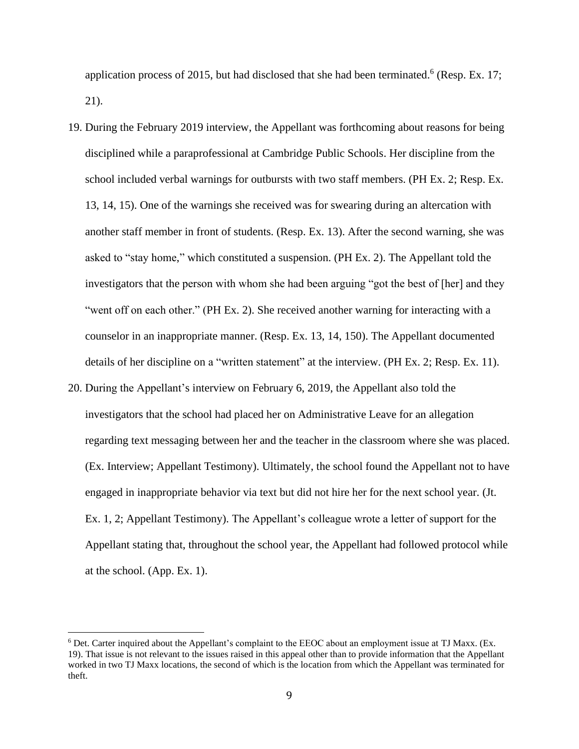application process of 2015, but had disclosed that she had been terminated.[6] (Resp. Ex. 17; 21).

19. During the February 2019 interview, the Appellant was forthcoming about reasons for being disciplined while a paraprofessional at Cambridge Public Schools. Her discipline from the school included verbal warnings for outbursts with two staff members. (PH Ex. 2; Resp. Ex. 13, 14, 15). One of the warnings she received was for swearing during an altercation with another staff member in front of students. (Resp. Ex. 13). After the second warning, she was asked to "stay home," which constituted a suspension. (PH Ex. 2). The Appellant told the investigators that the person with whom she had been arguing "got the best of [her] and they "went off on each other." (PH Ex. 2). She received another warning for interacting with a counselor in an inappropriate manner. (Resp. Ex. 13, 14, 150). The Appellant documented details of her discipline on a "written statement" at the interview. (PH Ex. 2; Resp. Ex. 11).

20. During the Appellant's interview on February 6, 2019, the Appellant also told the investigators that the school had placed her on Administrative Leave for an allegation regarding text messaging between her and the teacher in the classroom where she was placed. (Ex. Interview; Appellant Testimony). Ultimately, the school found the Appellant not to have engaged in inappropriate behavior via text but did not hire her for the next school year. (Jt. Ex. 1, 2; Appellant Testimony). The Appellant's colleague wrote a letter of support for the Appellant stating that, throughout the school year, the Appellant had followed protocol while at the school. (App. Ex. 1).

---

[6] Det. Carter inquired about the Appellant's complaint to the EEOC about an employment issue at TJ Maxx. (Ex. 19). That issue is not relevant to the issues raised in this appeal other than to provide information that the Appellant worked in two TJ Maxx locations, the second of which is the location from which the Appellant was terminated for theft.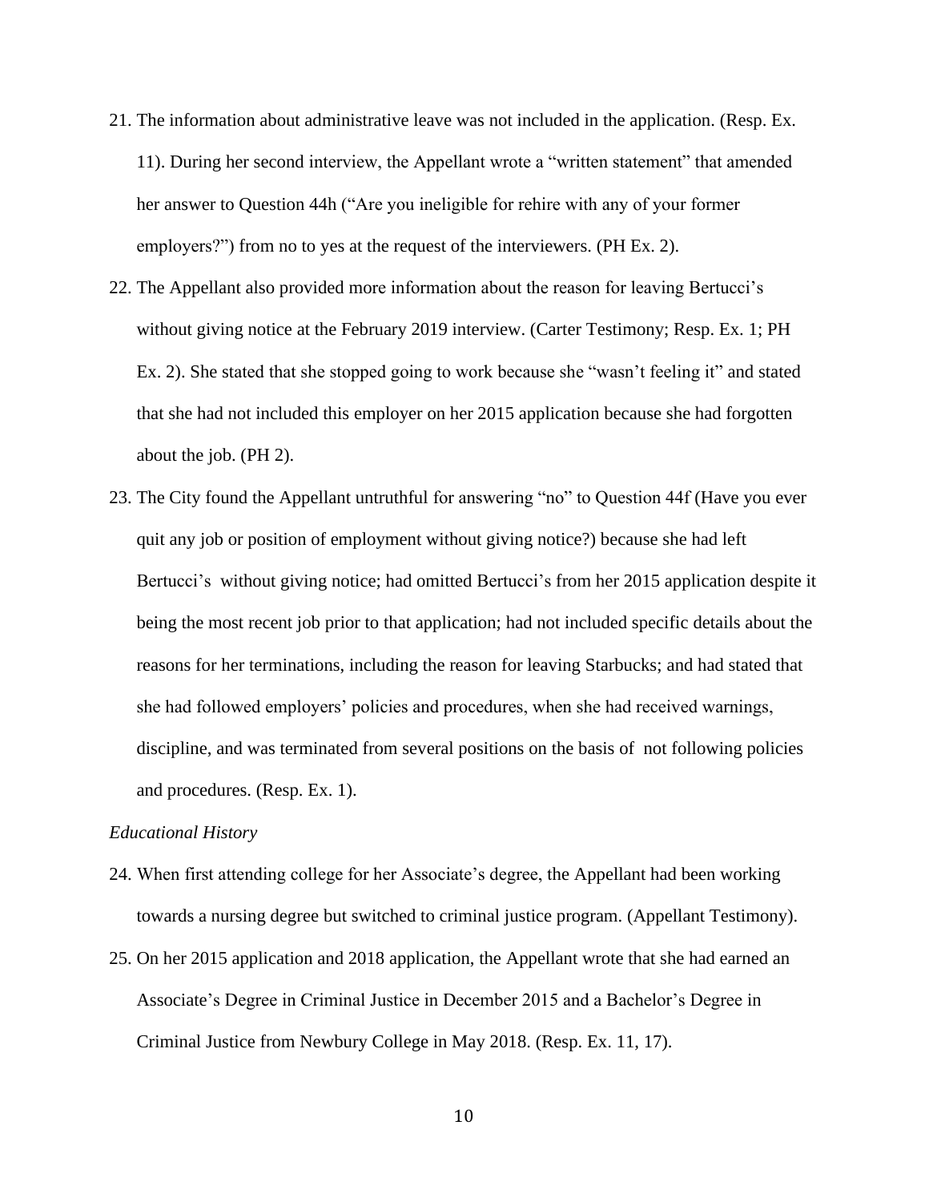21. The information about administrative leave was not included in the application. (Resp. Ex. 11). During her second interview, the Appellant wrote a "written statement" that amended her answer to Question 44h ("Are you ineligible for rehire with any of your former employers?") from no to yes at the request of the interviewers. (PH Ex. 2).

22. The Appellant also provided more information about the reason for leaving Bertucci's without giving notice at the February 2019 interview. (Carter Testimony; Resp. Ex. 1; PH Ex. 2). She stated that she stopped going to work because she "wasn't feeling it" and stated that she had not included this employer on her 2015 application because she had forgotten about the job. (PH 2).

23. The City found the Appellant untruthful for answering "no" to Question 44f (Have you ever quit any job or position of employment without giving notice?) because she had left Bertucci's without giving notice; had omitted Bertucci's from her 2015 application despite it being the most recent job prior to that application; had not included specific details about the reasons for her terminations, including the reason for leaving Starbucks; and had stated that she had followed employers' policies and procedures, when she had received warnings, discipline, and was terminated from several positions on the basis of not following policies and procedures. (Resp. Ex. 1).

*Educational History*

24. When first attending college for her Associate's degree, the Appellant had been working towards a nursing degree but switched to criminal justice program. (Appellant Testimony).

25. On her 2015 application and 2018 application, the Appellant wrote that she had earned an Associate's Degree in Criminal Justice in December 2015 and a Bachelor's Degree in Criminal Justice from Newbury College in May 2018. (Resp. Ex. 11, 17).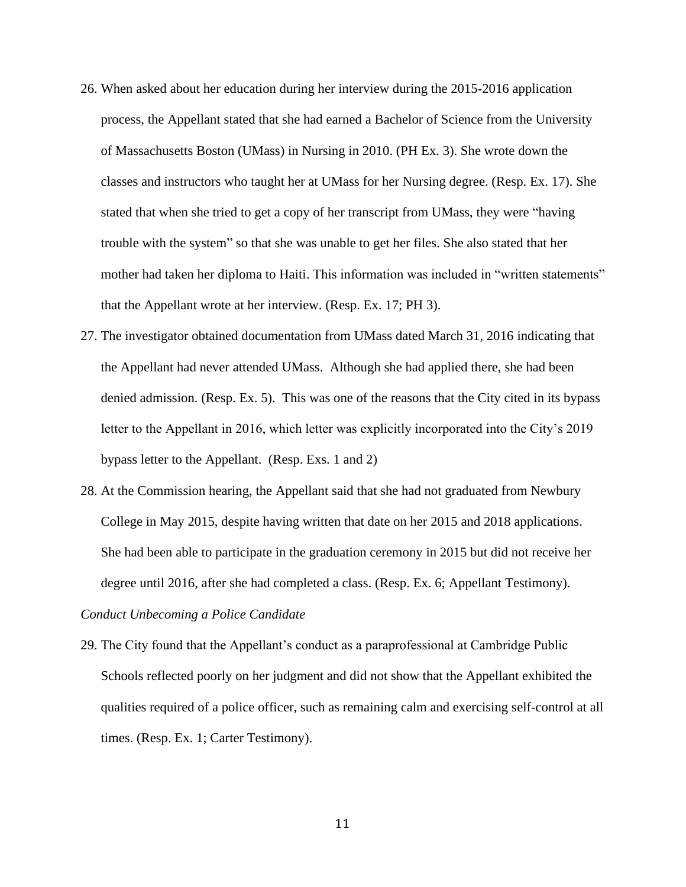26. When asked about her education during her interview during the 2015-2016 application process, the Appellant stated that she had earned a Bachelor of Science from the University of Massachusetts Boston (UMass) in Nursing in 2010. (PH Ex. 3). She wrote down the classes and instructors who taught her at UMass for her Nursing degree. (Resp. Ex. 17). She stated that when she tried to get a copy of her transcript from UMass, they were "having trouble with the system" so that she was unable to get her files. She also stated that her mother had taken her diploma to Haiti. This information was included in "written statements" that the Appellant wrote at her interview. (Resp. Ex. 17; PH 3).

27. The investigator obtained documentation from UMass dated March 31, 2016 indicating that the Appellant had never attended UMass. Although she had applied there, she had been denied admission. (Resp. Ex. 5). This was one of the reasons that the City cited in its bypass letter to the Appellant in 2016, which letter was explicitly incorporated into the City's 2019 bypass letter to the Appellant. (Resp. Exs. 1 and 2)

28. At the Commission hearing, the Appellant said that she had not graduated from Newbury College in May 2015, despite having written that date on her 2015 and 2018 applications. She had been able to participate in the graduation ceremony in 2015 but did not receive her degree until 2016, after she had completed a class. (Resp. Ex. 6; Appellant Testimony).

*Conduct Unbecoming a Police Candidate*

29. The City found that the Appellant's conduct as a paraprofessional at Cambridge Public Schools reflected poorly on her judgment and did not show that the Appellant exhibited the qualities required of a police officer, such as remaining calm and exercising self-control at all times. (Resp. Ex. 1; Carter Testimony).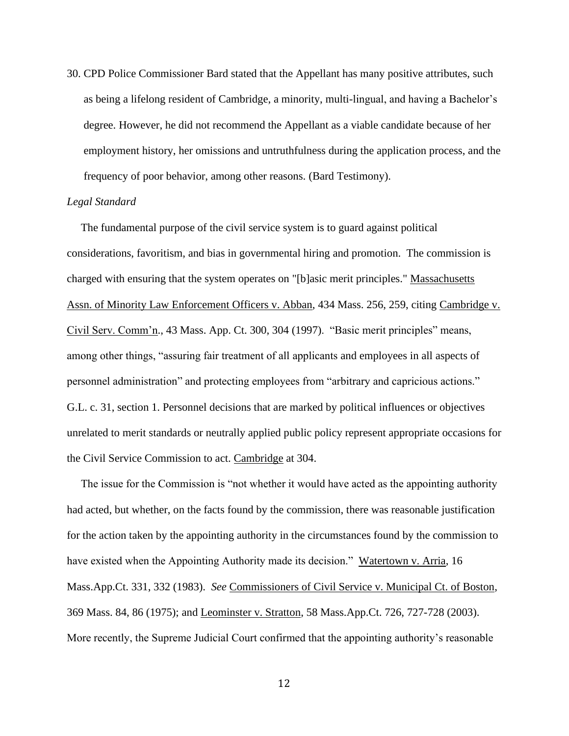30. CPD Police Commissioner Bard stated that the Appellant has many positive attributes, such as being a lifelong resident of Cambridge, a minority, multi-lingual, and having a Bachelor's degree. However, he did not recommend the Appellant as a viable candidate because of her employment history, her omissions and untruthfulness during the application process, and the frequency of poor behavior, among other reasons. (Bard Testimony).

*Legal Standard*

The fundamental purpose of the civil service system is to guard against political considerations, favoritism, and bias in governmental hiring and promotion. The commission is charged with ensuring that the system operates on "[b]asic merit principles." Massachusetts Assn. of Minority Law Enforcement Officers v. Abban, 434 Mass. 256, 259, citing Cambridge v. Civil Serv. Comm'n., 43 Mass. App. Ct. 300, 304 (1997). "Basic merit principles" means, among other things, "assuring fair treatment of all applicants and employees in all aspects of personnel administration" and protecting employees from "arbitrary and capricious actions." G.L. c. 31, section 1. Personnel decisions that are marked by political influences or objectives unrelated to merit standards or neutrally applied public policy represent appropriate occasions for the Civil Service Commission to act. Cambridge at 304.

The issue for the Commission is "not whether it would have acted as the appointing authority had acted, but whether, on the facts found by the commission, there was reasonable justification for the action taken by the appointing authority in the circumstances found by the commission to have existed when the Appointing Authority made its decision." Watertown v. Arria, 16 Mass.App.Ct. 331, 332 (1983). *See* Commissioners of Civil Service v. Municipal Ct. of Boston, 369 Mass. 84, 86 (1975); and Leominster v. Stratton, 58 Mass.App.Ct. 726, 727-728 (2003). More recently, the Supreme Judicial Court confirmed that the appointing authority's reasonable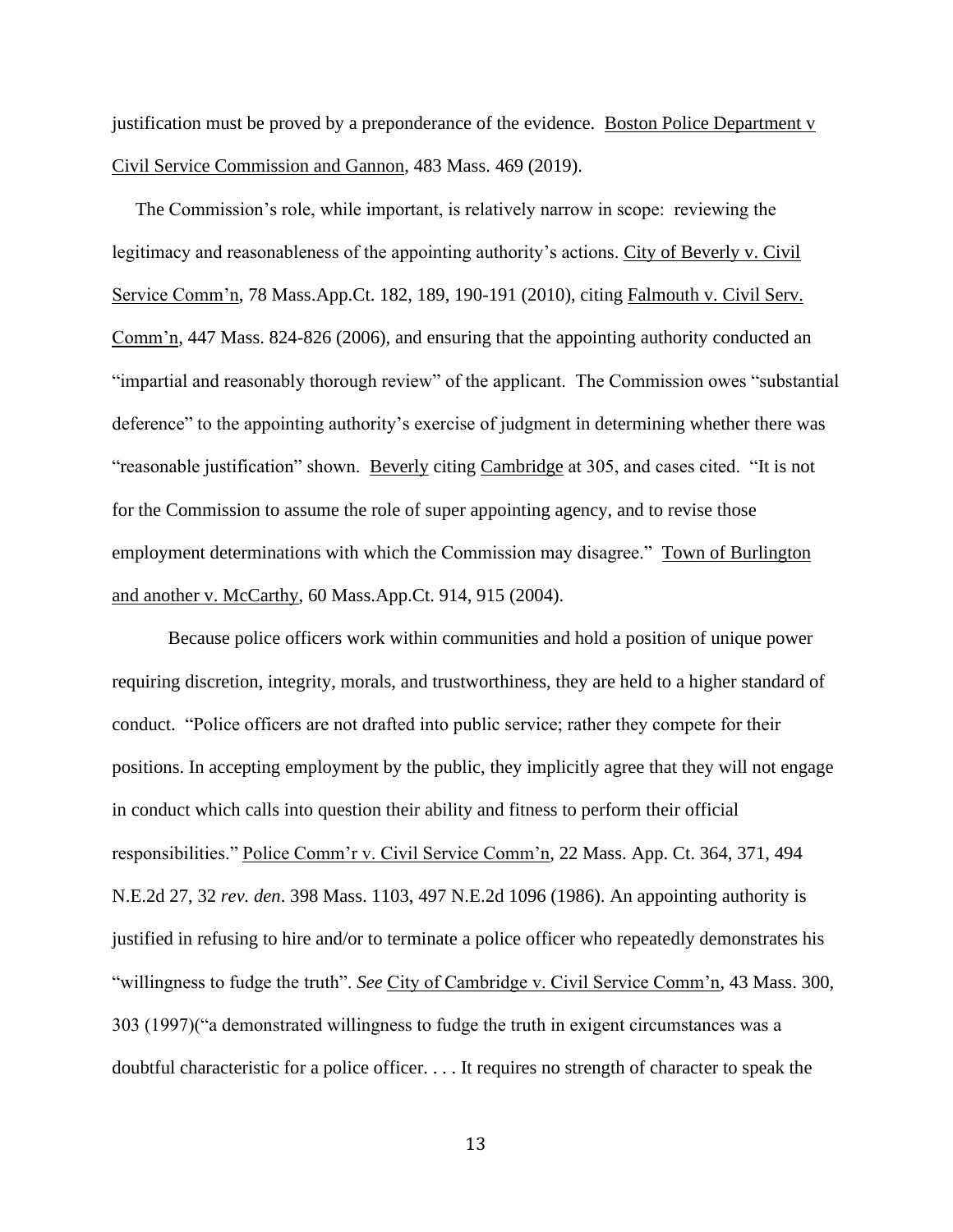justification must be proved by a preponderance of the evidence. Boston Police Department v Civil Service Commission and Gannon, 483 Mass. 469 (2019).

The Commission's role, while important, is relatively narrow in scope: reviewing the legitimacy and reasonableness of the appointing authority's actions. City of Beverly v. Civil Service Comm'n, 78 Mass.App.Ct. 182, 189, 190-191 (2010), citing Falmouth v. Civil Serv. Comm'n, 447 Mass. 824-826 (2006), and ensuring that the appointing authority conducted an "impartial and reasonably thorough review" of the applicant. The Commission owes "substantial deference" to the appointing authority's exercise of judgment in determining whether there was "reasonable justification" shown. Beverly citing Cambridge at 305, and cases cited. "It is not for the Commission to assume the role of super appointing agency, and to revise those employment determinations with which the Commission may disagree." Town of Burlington and another v. McCarthy, 60 Mass.App.Ct. 914, 915 (2004).

Because police officers work within communities and hold a position of unique power requiring discretion, integrity, morals, and trustworthiness, they are held to a higher standard of conduct. "Police officers are not drafted into public service; rather they compete for their positions. In accepting employment by the public, they implicitly agree that they will not engage in conduct which calls into question their ability and fitness to perform their official responsibilities." Police Comm'r v. Civil Service Comm'n, 22 Mass. App. Ct. 364, 371, 494 N.E.2d 27, 32 *rev. den*. 398 Mass. 1103, 497 N.E.2d 1096 (1986). An appointing authority is justified in refusing to hire and/or to terminate a police officer who repeatedly demonstrates his "willingness to fudge the truth". *See* City of Cambridge v. Civil Service Comm'n, 43 Mass. 300, 303 (1997)("a demonstrated willingness to fudge the truth in exigent circumstances was a doubtful characteristic for a police officer. . . . It requires no strength of character to speak the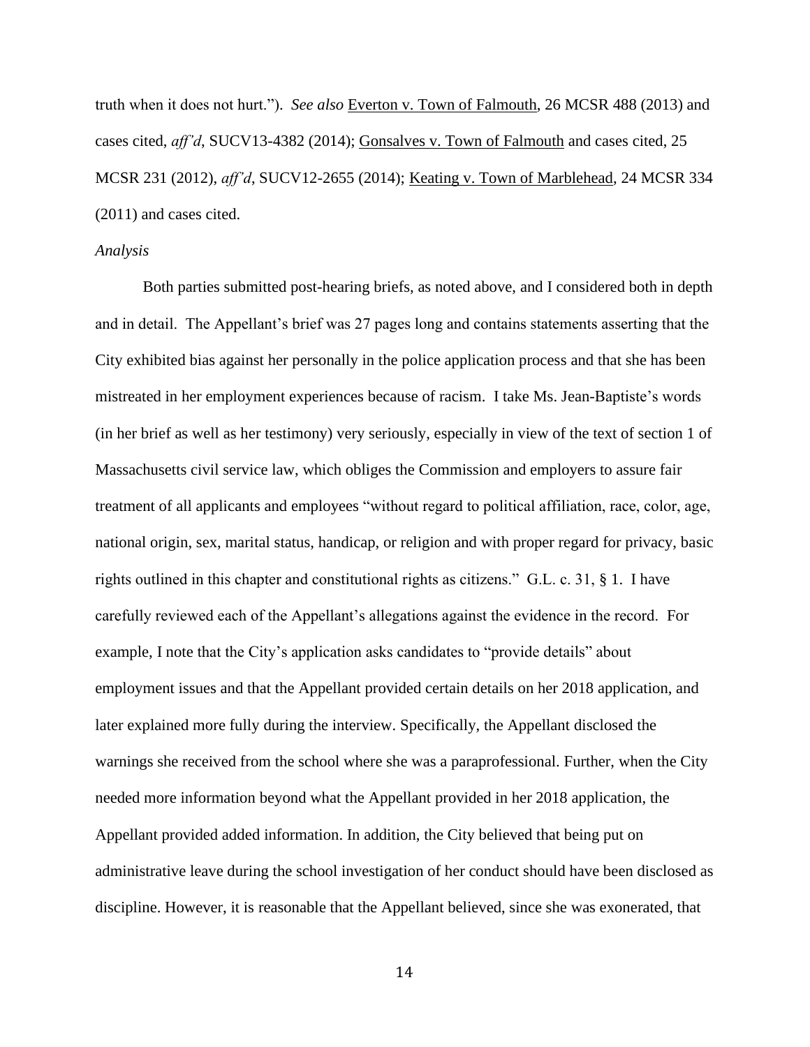truth when it does not hurt."). *See also* Everton v. Town of Falmouth, 26 MCSR 488 (2013) and cases cited, *aff'd*, SUCV13-4382 (2014); Gonsalves v. Town of Falmouth and cases cited, 25 MCSR 231 (2012), *aff'd*, SUCV12-2655 (2014); Keating v. Town of Marblehead, 24 MCSR 334 (2011) and cases cited.

*Analysis*

Both parties submitted post-hearing briefs, as noted above, and I considered both in depth and in detail. The Appellant's brief was 27 pages long and contains statements asserting that the City exhibited bias against her personally in the police application process and that she has been mistreated in her employment experiences because of racism. I take Ms. Jean-Baptiste's words (in her brief as well as her testimony) very seriously, especially in view of the text of section 1 of Massachusetts civil service law, which obliges the Commission and employers to assure fair treatment of all applicants and employees "without regard to political affiliation, race, color, age, national origin, sex, marital status, handicap, or religion and with proper regard for privacy, basic rights outlined in this chapter and constitutional rights as citizens." G.L. c. 31, § 1. I have carefully reviewed each of the Appellant's allegations against the evidence in the record. For example, I note that the City's application asks candidates to "provide details" about employment issues and that the Appellant provided certain details on her 2018 application, and later explained more fully during the interview. Specifically, the Appellant disclosed the warnings she received from the school where she was a paraprofessional. Further, when the City needed more information beyond what the Appellant provided in her 2018 application, the Appellant provided added information. In addition, the City believed that being put on administrative leave during the school investigation of her conduct should have been disclosed as discipline. However, it is reasonable that the Appellant believed, since she was exonerated, that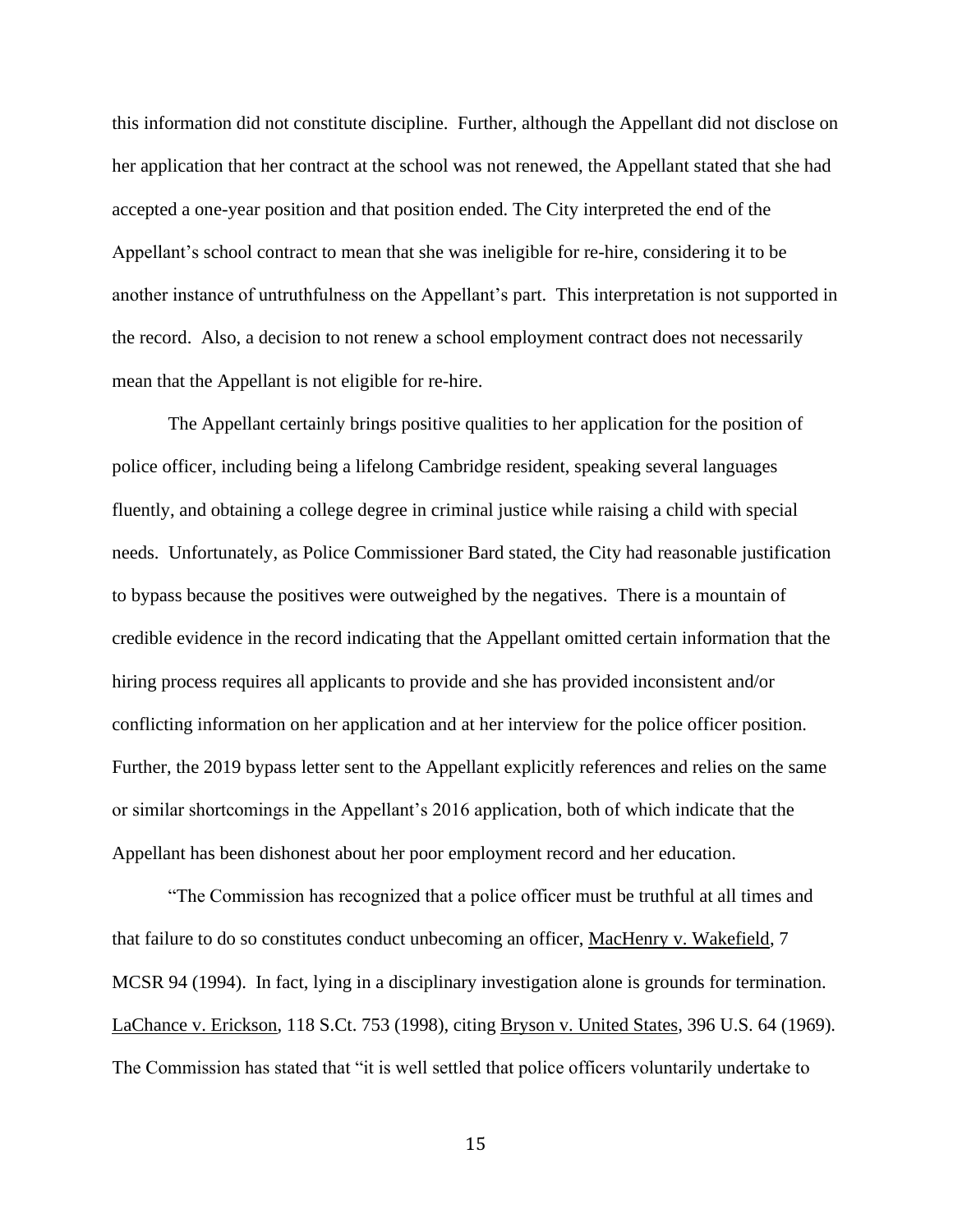this information did not constitute discipline. Further, although the Appellant did not disclose on her application that her contract at the school was not renewed, the Appellant stated that she had accepted a one-year position and that position ended. The City interpreted the end of the Appellant's school contract to mean that she was ineligible for re-hire, considering it to be another instance of untruthfulness on the Appellant's part. This interpretation is not supported in the record. Also, a decision to not renew a school employment contract does not necessarily mean that the Appellant is not eligible for re-hire.

The Appellant certainly brings positive qualities to her application for the position of police officer, including being a lifelong Cambridge resident, speaking several languages fluently, and obtaining a college degree in criminal justice while raising a child with special needs. Unfortunately, as Police Commissioner Bard stated, the City had reasonable justification to bypass because the positives were outweighed by the negatives. There is a mountain of credible evidence in the record indicating that the Appellant omitted certain information that the hiring process requires all applicants to provide and she has provided inconsistent and/or conflicting information on her application and at her interview for the police officer position. Further, the 2019 bypass letter sent to the Appellant explicitly references and relies on the same or similar shortcomings in the Appellant's 2016 application, both of which indicate that the Appellant has been dishonest about her poor employment record and her education.

"The Commission has recognized that a police officer must be truthful at all times and that failure to do so constitutes conduct unbecoming an officer, MacHenry v. Wakefield, 7 MCSR 94 (1994). In fact, lying in a disciplinary investigation alone is grounds for termination. LaChance v. Erickson, 118 S.Ct. 753 (1998), citing Bryson v. United States, 396 U.S. 64 (1969). The Commission has stated that "it is well settled that police officers voluntarily undertake to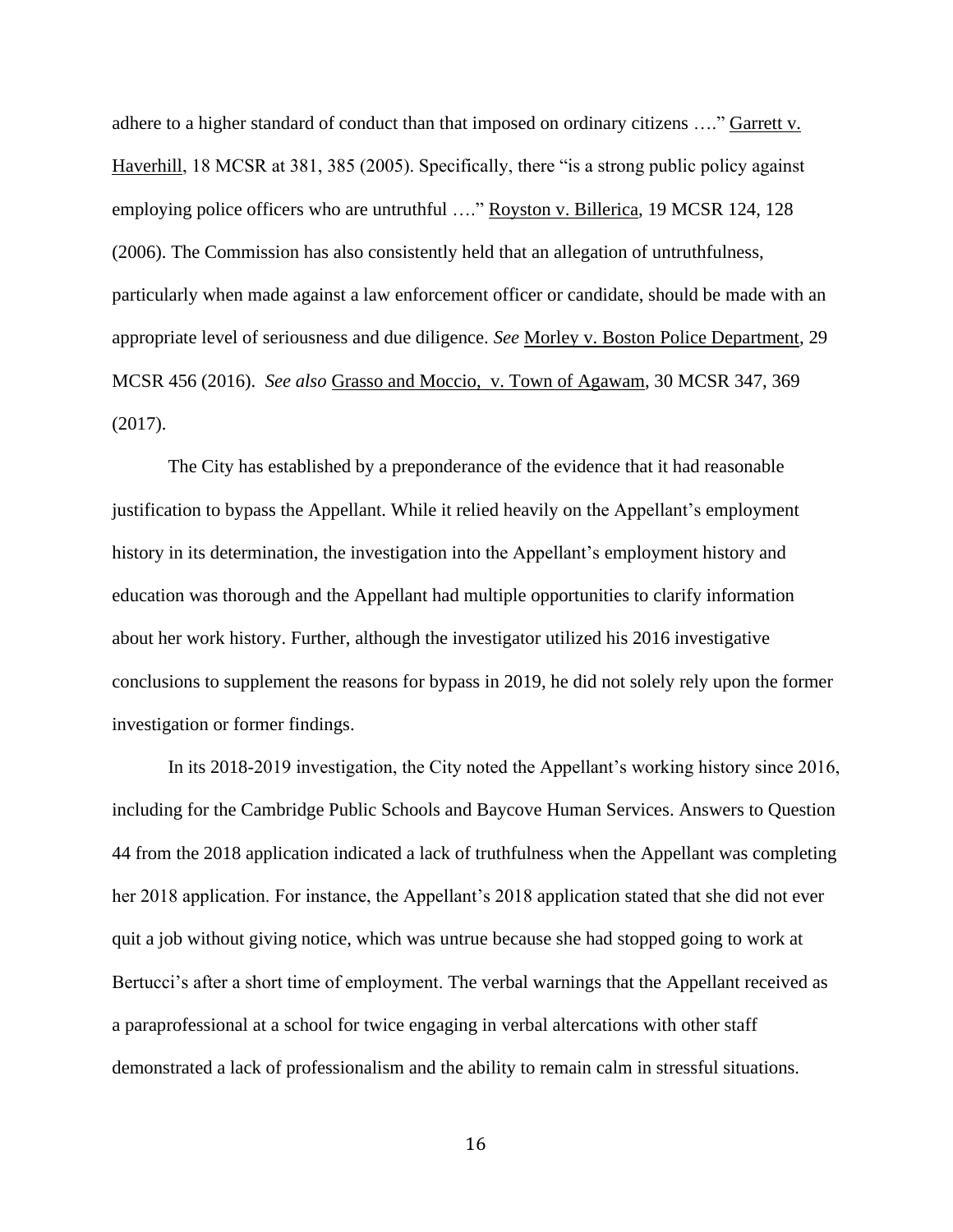adhere to a higher standard of conduct than that imposed on ordinary citizens …." Garrett v. Haverhill, 18 MCSR at 381, 385 (2005). Specifically, there "is a strong public policy against employing police officers who are untruthful …." Royston v. Billerica, 19 MCSR 124, 128 (2006). The Commission has also consistently held that an allegation of untruthfulness, particularly when made against a law enforcement officer or candidate, should be made with an appropriate level of seriousness and due diligence. *See* Morley v. Boston Police Department, 29 MCSR 456 (2016). *See also* Grasso and Moccio, v. Town of Agawam, 30 MCSR 347, 369 (2017).

The City has established by a preponderance of the evidence that it had reasonable justification to bypass the Appellant. While it relied heavily on the Appellant's employment history in its determination, the investigation into the Appellant's employment history and education was thorough and the Appellant had multiple opportunities to clarify information about her work history. Further, although the investigator utilized his 2016 investigative conclusions to supplement the reasons for bypass in 2019, he did not solely rely upon the former investigation or former findings.

In its 2018-2019 investigation, the City noted the Appellant's working history since 2016, including for the Cambridge Public Schools and Baycove Human Services. Answers to Question 44 from the 2018 application indicated a lack of truthfulness when the Appellant was completing her 2018 application. For instance, the Appellant's 2018 application stated that she did not ever quit a job without giving notice, which was untrue because she had stopped going to work at Bertucci's after a short time of employment. The verbal warnings that the Appellant received as a paraprofessional at a school for twice engaging in verbal altercations with other staff demonstrated a lack of professionalism and the ability to remain calm in stressful situations.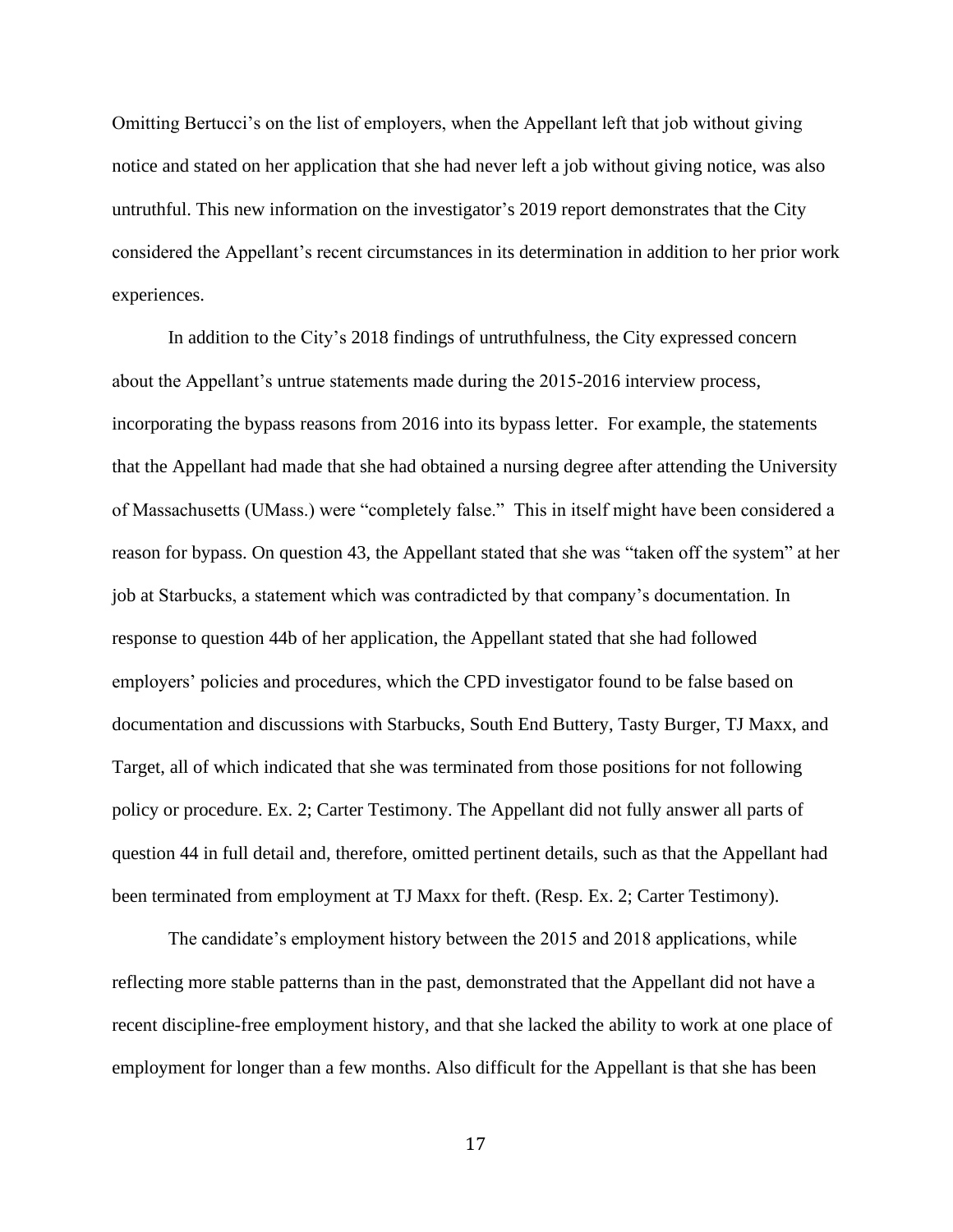Omitting Bertucci's on the list of employers, when the Appellant left that job without giving notice and stated on her application that she had never left a job without giving notice, was also untruthful. This new information on the investigator's 2019 report demonstrates that the City considered the Appellant's recent circumstances in its determination in addition to her prior work experiences.

In addition to the City's 2018 findings of untruthfulness, the City expressed concern about the Appellant's untrue statements made during the 2015-2016 interview process, incorporating the bypass reasons from 2016 into its bypass letter. For example, the statements that the Appellant had made that she had obtained a nursing degree after attending the University of Massachusetts (UMass.) were "completely false." This in itself might have been considered a reason for bypass. On question 43, the Appellant stated that she was "taken off the system" at her job at Starbucks, a statement which was contradicted by that company's documentation. In response to question 44b of her application, the Appellant stated that she had followed employers' policies and procedures, which the CPD investigator found to be false based on documentation and discussions with Starbucks, South End Buttery, Tasty Burger, TJ Maxx, and Target, all of which indicated that she was terminated from those positions for not following policy or procedure. Ex. 2; Carter Testimony. The Appellant did not fully answer all parts of question 44 in full detail and, therefore, omitted pertinent details, such as that the Appellant had been terminated from employment at TJ Maxx for theft. (Resp. Ex. 2; Carter Testimony).

The candidate's employment history between the 2015 and 2018 applications, while reflecting more stable patterns than in the past, demonstrated that the Appellant did not have a recent discipline-free employment history, and that she lacked the ability to work at one place of employment for longer than a few months. Also difficult for the Appellant is that she has been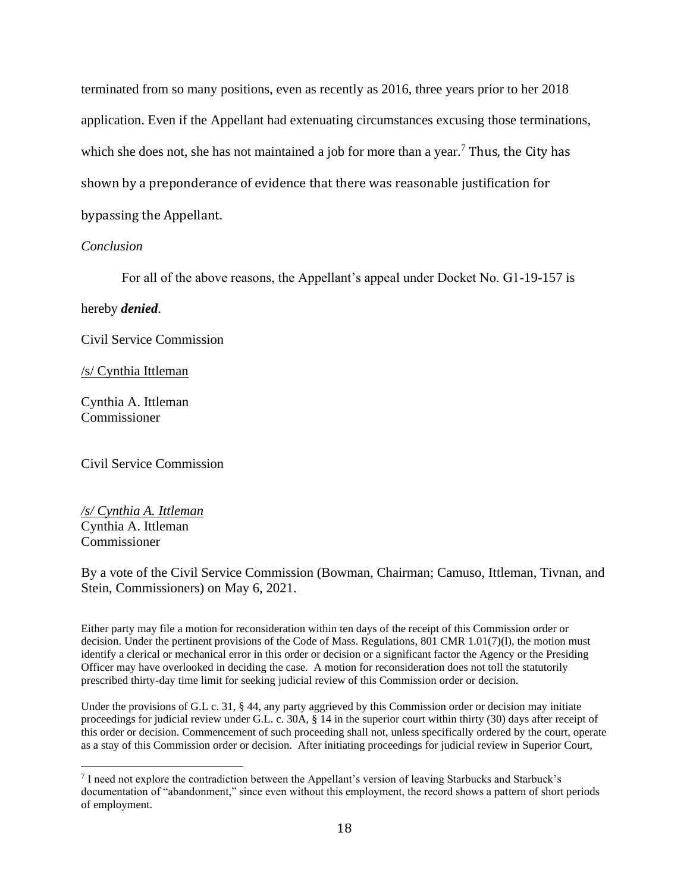terminated from so many positions, even as recently as 2016, three years prior to her 2018 application. Even if the Appellant had extenuating circumstances excusing those terminations, which she does not, she has not maintained a job for more than a year.[7] Thus, the City has shown by a preponderance of evidence that there was reasonable justification for bypassing the Appellant.

*Conclusion*

For all of the above reasons, the Appellant's appeal under Docket No. G1-19-157 is hereby ***denied***.

Civil Service Commission

/s/ Cynthia Ittleman

Cynthia A. Ittleman
Commissioner

Civil Service Commission

*/s/ Cynthia A. Ittleman*
Cynthia A. Ittleman
Commissioner

By a vote of the Civil Service Commission (Bowman, Chairman; Camuso, Ittleman, Tivnan, and Stein, Commissioners) on May 6, 2021.

Either party may file a motion for reconsideration within ten days of the receipt of this Commission order or decision. Under the pertinent provisions of the Code of Mass. Regulations, 801 CMR 1.01(7)(l), the motion must identify a clerical or mechanical error in this order or decision or a significant factor the Agency or the Presiding Officer may have overlooked in deciding the case. A motion for reconsideration does not toll the statutorily prescribed thirty-day time limit for seeking judicial review of this Commission order or decision.

Under the provisions of G.L c. 31, § 44, any party aggrieved by this Commission order or decision may initiate proceedings for judicial review under G.L. c. 30A, § 14 in the superior court within thirty (30) days after receipt of this order or decision. Commencement of such proceeding shall not, unless specifically ordered by the court, operate as a stay of this Commission order or decision. After initiating proceedings for judicial review in Superior Court,

[7] I need not explore the contradiction between the Appellant's version of leaving Starbucks and Starbuck's documentation of "abandonment," since even without this employment, the record shows a pattern of short periods of employment.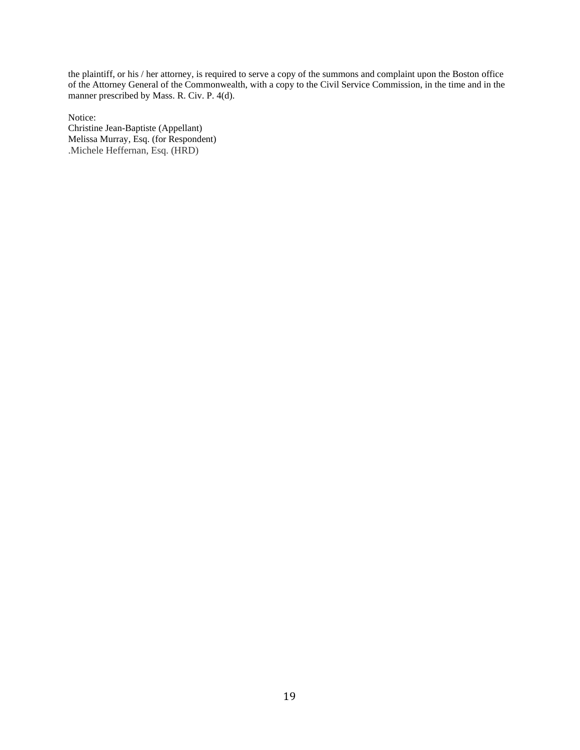the plaintiff, or his / her attorney, is required to serve a copy of the summons and complaint upon the Boston office of the Attorney General of the Commonwealth, with a copy to the Civil Service Commission, in the time and in the manner prescribed by Mass. R. Civ. P. 4(d).

Notice:
Christine Jean-Baptiste (Appellant)
Melissa Murray, Esq. (for Respondent)
.Michele Heffernan, Esq. (HRD)